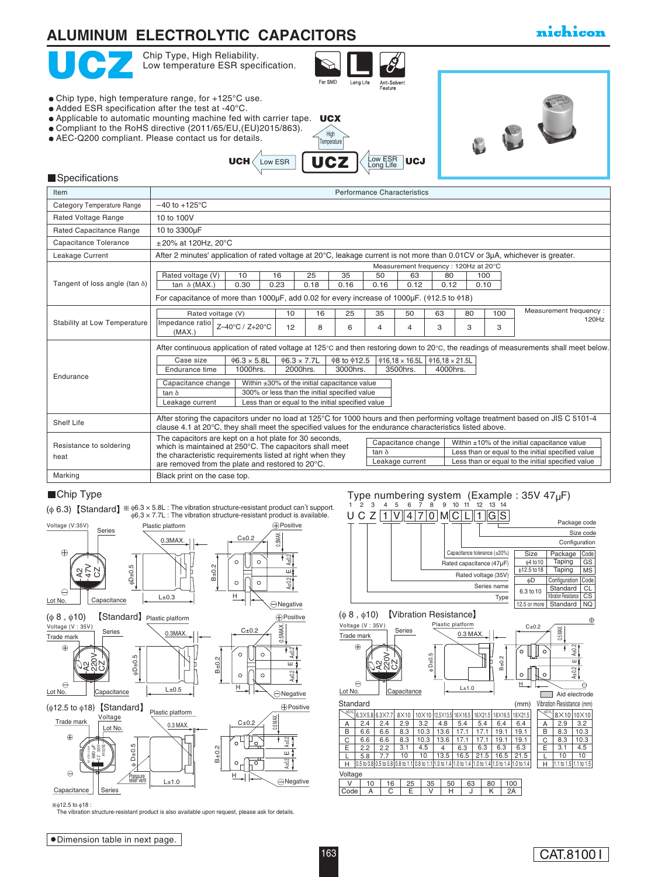# ALUMINUM ELECTROLYTIC CAPACITORS

nichicon

# UCZ

Chip Type, High Reliability.
Low temperature ESR specification.

For SMD | Long Life | Anti-Solvent Feature

- Chip type, high temperature range, for +125°C use.
- Added ESR specification after the test at -40°C.
- Applicable to automatic mounting machine fed with carrier tape.
- Compliant to the RoHS directive (2011/65/EU,(EU)2015/863).
- AEC-Q200 compliant. Please contact us for details.

UCX (High Temperature)
UCH ← Low ESR ← **UCZ** → Low ESR Long Life → UCJ

## Specifications

| Item | Performance Characteristics |
|---|---|
| Category Temperature Range | −40 to +125°C |
| Rated Voltage Range | 10 to 100V |
| Rated Capacitance Range | 10 to 3300µF |
| Capacitance Tolerance | ±20% at 120Hz, 20°C |
| Leakage Current | After 2 minutes' application of rated voltage at 20°C, leakage current is not more than 0.01CV or 3µA, whichever is greater. |
| Tangent of loss angle (tan δ) | Measurement frequency : 120Hz at 20°C (see table below). For capacitance of more than 1000µF, add 0.02 for every increase of 1000µF. (ϕ12.5 to ϕ18) |
| Stability at Low Temperature | Measurement frequency : 120Hz (see table below) |
| Endurance | After continuous application of rated voltage at 125°C for specified time and then restoring down to 20°C, the readings of measurements shall meet below. (see tables below) |
| Shelf Life | After storing the capacitors under no load at 125°C for 1000 hours and then performing voltage treatment based on JIS C 5101-4 clause 4.1 at 20°C, they shall meet the specified values for the endurance characteristics listed above. |
| Resistance to soldering heat | The capacitors are kept on a hot plate for 30 seconds, which is maintained at 250°C. The capacitors shall meet the characteristic requirements listed at right when they are removed from the plate and restored to 20°C. (see table below) |
| Marking | Black print on the case top. |

Tangent of loss angle (Measurement frequency : 120Hz at 20°C)

| Rated voltage (V) | 10 | 16 | 25 | 35 | 50 | 63 | 80 | 100 |
|---|---|---|---|---|---|---|---|---|
| tan δ (MAX.) | 0.30 | 0.23 | 0.18 | 0.16 | 0.16 | 0.12 | 0.12 | 0.10 |

Stability at Low Temperature

| Rated voltage (V) | | 10 | 16 | 25 | 35 | 50 | 63 | 80 | 100 |
|---|---|---|---|---|---|---|---|---|---|
| Impedance ratio (MAX.) | Z−40°C / Z+20°C | 12 | 8 | 6 | 4 | 4 | 3 | 3 | 3 |

Endurance

| Case size | ϕ6.3 × 5.8L | ϕ6.3 × 7.7L | ϕ8 to ϕ12.5 | ϕ16,18 × 16.5L | ϕ16,18 × 21.5L |
|---|---|---|---|---|---|
| Endurance time | 1000hrs. | 2000hrs. | 3000hrs. | 3500hrs. | 4000hrs. |

| Capacitance change | Within ±30% of the initial capacitance value |
|---|---|
| tan δ | 300% or less than the initial specified value |
| Leakage current | Less than or equal to the initial specified value |

Resistance to soldering heat

| Capacitance change | Within ±10% of the initial capacitance value |
|---|---|
| tan δ | Less than or equal to the initial specified value |
| Leakage current | Less than or equal to the initial specified value |

## Chip Type

(ϕ 6.3) 【Standard】 ※ϕ6.3 × 5.8L : The vibration structure-resistant product can't support. ϕ6.3 × 7.7L : The vibration structure-resistant product is available.

Voltage (V:35V), Series, Plastic platform, 0.3MAX., C±0.2, ⊕Positive, 0.5MAX., ϕD±0.5, L±0.3, B±0.2, A±0.2, E, H, Lot No., Capacitance, ⊖Negative

(ϕ 8 , ϕ10) 【Standard】

Voltage (V : 35V), Trade mark, Series, Plastic platform, 0.3MAX., C±0.2, ⊕Positive, 0.5MAX., ϕD±0.5, L±0.5, B±0.2, A±0.2, E, H, Lot No., Capacitance, ⊖Negative

(ϕ12.5 to ϕ18) 【Standard】

Trade mark, Voltage, Lot No., Plastic platform, 0.3 MAX., C±0.2, ⊕Positive, 0.5MAX., ϕ D±0.5, Pressure relief vent, L±1.0, B±0.2, A±0.2, E, H, Capacitance, Series, ⊖Negative

※ϕ12.5 to ϕ18 :
The vibration structure-resistant product is also available upon request, please ask for details.

## Type numbering system (Example : 35V 47µF)

| 1 | 2 | 3 | 4 | 5 | 6 | 7 | 8 | 9 | 10 | 11 | 12 | 13 | 14 |
|---|---|---|---|---|---|---|---|---|---|---|---|---|---|
| U | C | Z | 1 | V | 4 | 7 | 0 | M | C | L | 1 | G | S |

- Type (1–3)
- Series name (2–3)
- Rated voltage (35V) (4–5)
- Rated capacitance (47µF) (6–8)
- Capacitance tolerance (±20%) (9)
- Configuration (10–11)
- Size code (12)
- Package code (13–14)

| Size | Package | Code |
|---|---|---|
| ϕ4 to10 | Taping | GS |
| ϕ12.5 to18 | Taping | MS |

| ϕD | Configuration | Code |
|---|---|---|
| 6.3 to 10 | Standard | CL |
| 6.3 to 10 | Vibration Resistance | CS |
| 12.5 or more | Standard | NQ |

(ϕ 8 , ϕ10) 【Vibration Resistance】

Voltage (V : 35V), Trade mark, Series, Plastic platform, 0.3 MAX., C±0.2, ⊕, 0.5MAX., ϕ D±0.5, L±1.0, B±0.2, A±0.2, E, H, Lot No., Capacitance, ⊖, Aid electrode

Standard (mm)

| ϕD×L | 6.3X5.8 | 6.3X7.7 | 8X10 | 10X10 | 12.5X13.5 | 16X16.5 | 16X21.5 | 18X16.5 | 18X21.5 |
|---|---|---|---|---|---|---|---|---|---|
| A | 2.4 | 2.4 | 2.9 | 3.2 | 4.8 | 5.4 | 5.4 | 6.4 | 6.4 |
| B | 6.6 | 6.6 | 8.3 | 10.3 | 13.6 | 17.1 | 17.1 | 19.1 | 19.1 |
| C | 6.6 | 6.6 | 8.3 | 10.3 | 13.6 | 17.1 | 17.1 | 19.1 | 19.1 |
| E | 2.2 | 2.2 | 3.1 | 4.5 | 4 | 6.3 | 6.3 | 6.3 | 6.3 |
| L | 5.8 | 7.7 | 10 | 10 | 13.5 | 16.5 | 21.5 | 16.5 | 21.5 |
| H | 0.5 to 0.8 | 0.5 to 0.8 | 0.8 to 1.1 | 0.8 to 1.1 | 1.0 to 1.4 | 1.0 to 1.4 | 1.0 to 1.4 | 1.0 to 1.4 | 1.0 to 1.4 |

Vibration Resistance (mm)

| ϕD×L | 8X10 | 10X10 |
|---|---|---|
| A | 2.9 | 3.2 |
| B | 8.3 | 10.3 |
| C | 8.3 | 10.3 |
| E | 3.1 | 4.5 |
| L | 10 | 10 |
| H | 1.1 to 1.5 | 1.1 to 1.5 |

Voltage

| V | 10 | 16 | 25 | 35 | 50 | 63 | 80 | 100 |
|---|---|---|---|---|---|---|---|---|
| Code | A | C | E | V | H | J | K | 2A |

● Dimension table in next page.

CAT.8100 I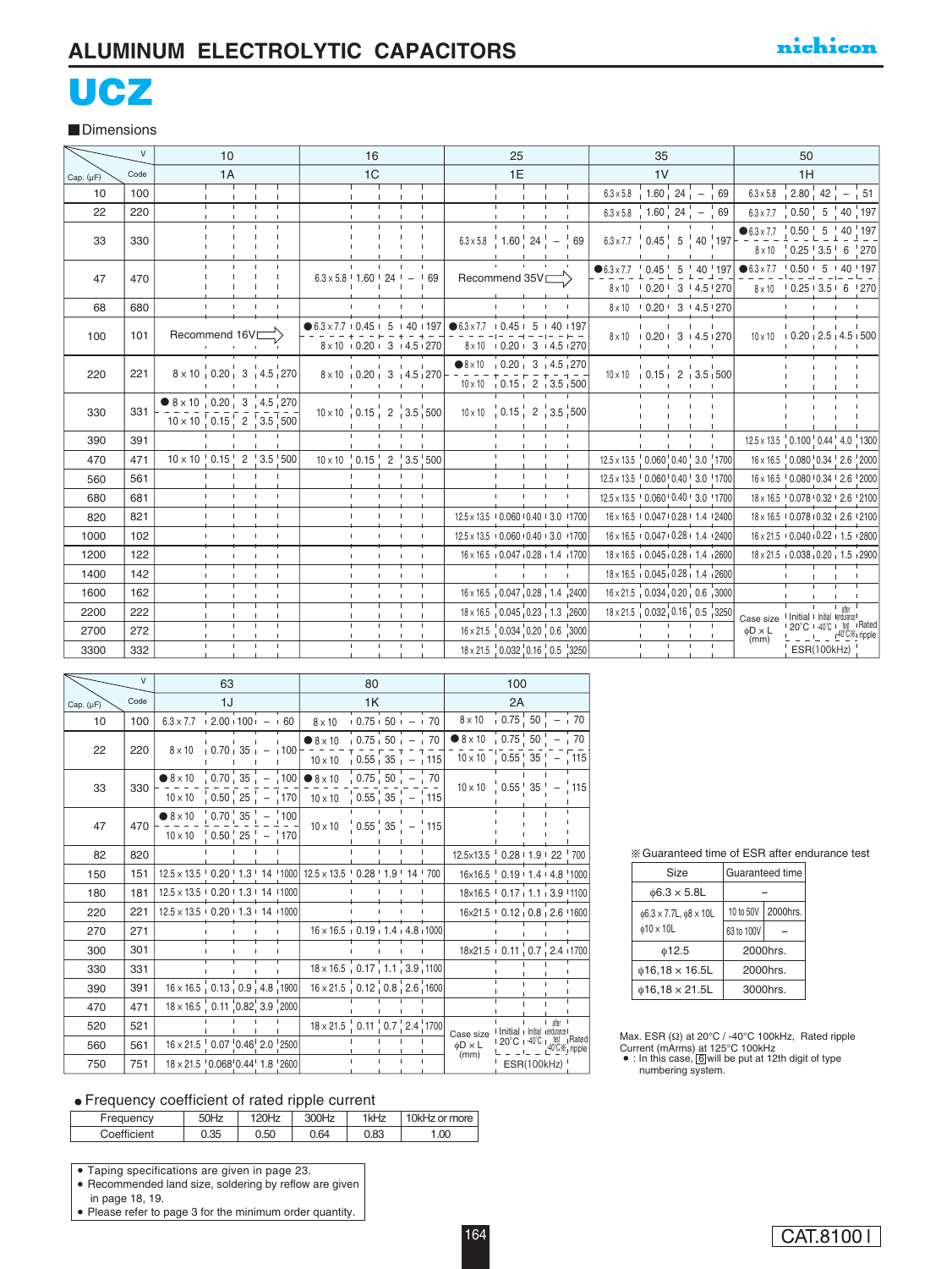# ALUMINUM ELECTROLYTIC CAPACITORS

## UCZ

### Dimensions

| Cap. (µF) | Code | 10 (1A) | | | | | 16 (1C) | | | | | 25 (1E) | | | | | 35 (1V) | | | | | 50 (1H) | | | | |
|---|---|---|---|---|---|---|---|---|---|---|---|---|---|---|---|---|---|---|---|---|---|---|---|---|---|---|
| 10 | 100 | | | | | | | | | | | | | | | | 6.3 x 5.8 | 1.60 | 24 | – | 69 | 6.3 x 5.8 | 2.80 | 42 | – | 51 |
| 22 | 220 | | | | | | | | | | | | | | | | 6.3 x 5.8 | 1.60 | 24 | – | 69 | 6.3 x 7.7 | 0.50 | 5 | 40 | 197 |
| 33 | 330 | | | | | | | | | | | 6.3 x 5.8 | 1.60 | 24 | – | 69 | 6.3 x 7.7 | 0.45 | 5 | 40 | 197 | ●6.3 x 7.7 | 0.50 | 5 | 40 | 197 |
| | | | | | | | | | | | | | | | | | | | | | | 8 x 10 | 0.25 | 3.5 | 6 | 270 |
| 47 | 470 | | | | | | 6.3 x 5.8 | 1.60 | 24 | – | 69 | Recommend 35V⇨ | | | | | ●6.3 x 7.7 | 0.45 | 5 | 40 | 197 | ●6.3 x 7.7 | 0.50 | 5 | 40 | 197 |
| | | | | | | | | | | | | | | | | | 8 x 10 | 0.20 | 3 | 4.5 | 270 | 8 x 10 | 0.25 | 3.5 | 6 | 270 |
| 68 | 680 | | | | | | | | | | | | | | | | 8 x 10 | 0.20 | 3 | 4.5 | 270 | | | | | |
| 100 | 101 | Recommend 16V⇨ | | | | | ●6.3 x 7.7 | 0.45 | 5 | 40 | 197 | ●6.3 x 7.7 | 0.45 | 5 | 40 | 197 | 8 x 10 | 0.20 | 3 | 4.5 | 270 | 10 x 10 | 0.20 | 2.5 | 4.5 | 500 |
| | | | | | | | 8 x 10 | 0.20 | 3 | 4.5 | 270 | 8 x 10 | 0.20 | 3 | 4.5 | 270 | | | | | | | | | | |
| 220 | 221 | 8 x 10 | 0.20 | 3 | 4.5 | 270 | 8 x 10 | 0.20 | 3 | 4.5 | 270 | ●8 x 10 | 0.20 | 3 | 4.5 | 270 | 10 x 10 | 0.15 | 2 | 3.5 | 500 | | | | | |
| | | | | | | | | | | | | 10 x 10 | 0.15 | 2 | 3.5 | 500 | | | | | | | | | | |
| 330 | 331 | ●8 x 10 | 0.20 | 3 | 4.5 | 270 | 10 x 10 | 0.15 | 2 | 3.5 | 500 | 10 x 10 | 0.15 | 2 | 3.5 | 500 | | | | | | | | | | |
| | | 10 x 10 | 0.15 | 2 | 3.5 | 500 | | | | | | | | | | | | | | | | | | | | |
| 390 | 391 | | | | | | | | | | | | | | | | | | | | | 12.5 x 13.5 | 0.100 | 0.44 | 4.0 | 1300 |
| 470 | 471 | 10 x 10 | 0.15 | 2 | 3.5 | 500 | 10 x 10 | 0.15 | 2 | 3.5 | 500 | | | | | | 12.5 x 13.5 | 0.060 | 0.40 | 3.0 | 1700 | 16 x 16.5 | 0.080 | 0.34 | 2.6 | 2000 |
| 560 | 561 | | | | | | | | | | | | | | | | 12.5 x 13.5 | 0.060 | 0.40 | 3.0 | 1700 | 16 x 16.5 | 0.080 | 0.34 | 2.6 | 2000 |
| 680 | 681 | | | | | | | | | | | | | | | | 12.5 x 13.5 | 0.060 | 0.40 | 3.0 | 1700 | 18 x 16.5 | 0.078 | 0.32 | 2.6 | 2100 |
| 820 | 821 | | | | | | | | | | | 12.5 x 13.5 | 0.060 | 0.40 | 3.0 | 1700 | 16 x 16.5 | 0.047 | 0.28 | 1.4 | 2400 | 18 x 16.5 | 0.078 | 0.32 | 2.6 | 2100 |
| 1000 | 102 | | | | | | | | | | | 12.5 x 13.5 | 0.060 | 0.40 | 3.0 | 1700 | 16 x 16.5 | 0.047 | 0.28 | 1.4 | 2400 | 16 x 21.5 | 0.040 | 0.22 | 1.5 | 2800 |
| 1200 | 122 | | | | | | | | | | | 16 x 16.5 | 0.047 | 0.28 | 1.4 | 1700 | 18 x 16.5 | 0.045 | 0.28 | 1.4 | 2600 | 18 x 21.5 | 0.038 | 0.20 | 1.5 | 2900 |
| 1400 | 142 | | | | | | | | | | | | | | | | 18 x 16.5 | 0.045 | 0.28 | 1.4 | 2600 | | | | | |
| 1600 | 162 | | | | | | | | | | | 16 x 16.5 | 0.047 | 0.28 | 1.4 | 2400 | 16 x 21.5 | 0.034 | 0.20 | 0.6 | 3000 | | | | | |
| 2200 | 222 | | | | | | | | | | | 18 x 16.5 | 0.045 | 0.23 | 1.3 | 2600 | 18 x 21.5 | 0.032 | 0.16 | 0.5 | 3250 | Case size φD x L (mm) | Initial 20°C | Initial -40°C | after endurance test -40°C※ | Rated ripple |
| 2700 | 272 | | | | | | | | | | | 16 x 21.5 | 0.034 | 0.20 | 0.6 | 3000 | | | | | | | ESR(100kHz) | | | |
| 3300 | 332 | | | | | | | | | | | 18 x 21.5 | 0.032 | 0.16 | 0.5 | 3250 | | | | | | | | | | |

| Cap. (µF) | Code | 63 (1J) | | | | | 80 (1K) | | | | | 100 (2A) | | | | |
|---|---|---|---|---|---|---|---|---|---|---|---|---|---|---|---|---|
| 10 | 100 | 6.3 x 7.7 | 2.00 | 100 | – | 60 | 8 x 10 | 0.75 | 50 | – | 70 | 8 x 10 | 0.75 | 50 | – | 70 |
| 22 | 220 | 8 x 10 | 0.70 | 35 | – | 100 | ●8 x 10 | 0.75 | 50 | – | 70 | ●8 x 10 | 0.75 | 50 | – | 70 |
| | | | | | | | 10 x 10 | 0.55 | 35 | – | 115 | 10 x 10 | 0.55 | 35 | – | 115 |
| 33 | 330 | ●8 x 10 | 0.70 | 35 | – | 100 | ●8 x 10 | 0.75 | 50 | – | 70 | 10 x 10 | 0.55 | 35 | – | 115 |
| | | 10 x 10 | 0.50 | 25 | – | 170 | 10 x 10 | 0.55 | 35 | – | 115 | | | | | |
| 47 | 470 | ●8 x 10 | 0.70 | 35 | – | 100 | 10 x 10 | 0.55 | 35 | – | 115 | | | | | |
| | | 10 x 10 | 0.50 | 25 | – | 170 | | | | | | | | | | |
| 82 | 820 | | | | | | | | | | | 12.5x13.5 | 0.28 | 1.9 | 22 | 700 |
| 150 | 151 | 12.5 x 13.5 | 0.20 | 1.3 | 14 | 1000 | 12.5 x 13.5 | 0.28 | 1.9 | 14 | 700 | 16x16.5 | 0.19 | 1.4 | 4.8 | 1000 |
| 180 | 181 | 12.5 x 13.5 | 0.20 | 1.3 | 14 | 1000 | | | | | | 18x16.5 | 0.17 | 1.1 | 3.9 | 1100 |
| 220 | 221 | 12.5 x 13.5 | 0.20 | 1.3 | 14 | 1000 | | | | | | 16x21.5 | 0.12 | 0.8 | 2.6 | 1600 |
| 270 | 271 | | | | | | 16 x 16.5 | 0.19 | 1.4 | 4.8 | 1000 | | | | | |
| 300 | 301 | | | | | | | | | | | 18x21.5 | 0.11 | 0.7 | 2.4 | 1700 |
| 330 | 331 | | | | | | 18 x 16.5 | 0.17 | 1.1 | 3.9 | 1100 | | | | | |
| 390 | 391 | 16 x 16.5 | 0.13 | 0.9 | 4.8 | 1900 | 16 x 21.5 | 0.12 | 0.8 | 2.6 | 1600 | | | | | |
| 470 | 471 | 18 x 16.5 | 0.11 | 0.82 | 3.9 | 2000 | | | | | | | | | | |
| 520 | 521 | | | | | | 18 x 21.5 | 0.11 | 0.7 | 2.4 | 1700 | Case size φD x L (mm) | Initial 20°C | Initial -40°C | after endurance test -40°C※ | Rated ripple |
| 560 | 561 | 16 x 21.5 | 0.07 | 0.46 | 2.0 | 2500 | | | | | | | ESR(100kHz) | | | |
| 750 | 751 | 18 x 21.5 | 0.068 | 0.44 | 1.8 | 2600 | | | | | | | | | | |

※Guaranteed time of ESR after endurance test

| Size | Guaranteed time | |
|---|---|---|
| φ6.3 x 5.8L | – | |
| φ6.3 x 7.7L, φ8 x 10L φ10 x 10L | 10 to 50V | 2000hrs. |
| | 63 to 100V | – |
| φ12.5 | 2000hrs. | |
| φ16,18 x 16.5L | 2000hrs. | |
| φ16,18 x 21.5L | 3000hrs. | |

Max. ESR (Ω) at 20°C / -40°C 100kHz, Rated ripple Current (mArms) at 125°C 100kHz
● : In this case, [6] will be put at 12th digit of type numbering system.

### ● Frequency coefficient of rated ripple current

| Frequency | 50Hz | 120Hz | 300Hz | 1kHz | 10kHz or more |
|---|---|---|---|---|---|
| Coefficient | 0.35 | 0.50 | 0.64 | 0.83 | 1.00 |

- Taping specifications are given in page 23.
- Recommended land size, soldering by reflow are given in page 18, 19.
- Please refer to page 3 for the minimum order quantity.

CAT.8100 I